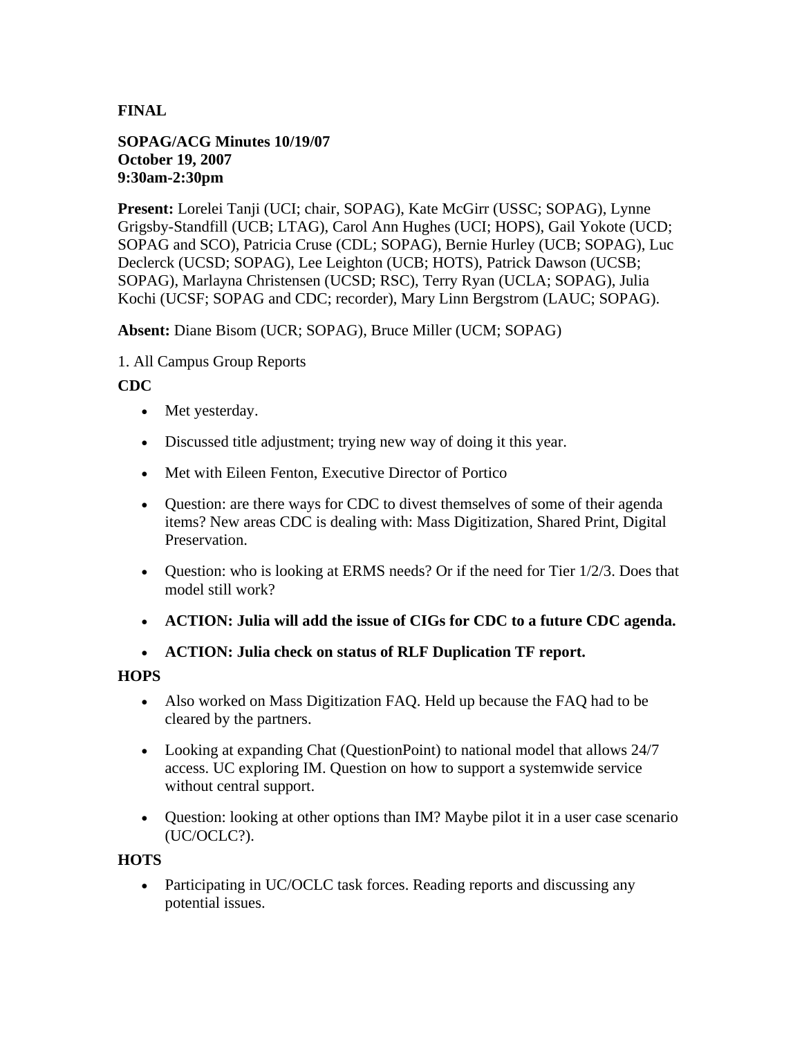**FINAL**

**SOPAG/ACG Minutes 10/19/07**
**October 19, 2007**
**9:30am-2:30pm**

**Present:** Lorelei Tanji (UCI; chair, SOPAG), Kate McGirr (USSC; SOPAG), Lynne Grigsby-Standfill (UCB; LTAG), Carol Ann Hughes (UCI; HOPS), Gail Yokote (UCD; SOPAG and SCO), Patricia Cruse (CDL; SOPAG), Bernie Hurley (UCB; SOPAG), Luc Declerck (UCSD; SOPAG), Lee Leighton (UCB; HOTS), Patrick Dawson (UCSB; SOPAG), Marlayna Christensen (UCSD; RSC), Terry Ryan (UCLA; SOPAG), Julia Kochi (UCSF; SOPAG and CDC; recorder), Mary Linn Bergstrom (LAUC; SOPAG).

**Absent:** Diane Bisom (UCR; SOPAG), Bruce Miller (UCM; SOPAG)

1. All Campus Group Reports

**CDC**

- Met yesterday.
- Discussed title adjustment; trying new way of doing it this year.
- Met with Eileen Fenton, Executive Director of Portico
- Question: are there ways for CDC to divest themselves of some of their agenda items? New areas CDC is dealing with: Mass Digitization, Shared Print, Digital Preservation.
- Question: who is looking at ERMS needs? Or if the need for Tier 1/2/3. Does that model still work?
- **ACTION: Julia will add the issue of CIGs for CDC to a future CDC agenda.**
- **ACTION: Julia check on status of RLF Duplication TF report.**

**HOPS**

- Also worked on Mass Digitization FAQ. Held up because the FAQ had to be cleared by the partners.
- Looking at expanding Chat (QuestionPoint) to national model that allows 24/7 access. UC exploring IM. Question on how to support a systemwide service without central support.
- Question: looking at other options than IM? Maybe pilot it in a user case scenario (UC/OCLC?).

**HOTS**

- Participating in UC/OCLC task forces. Reading reports and discussing any potential issues.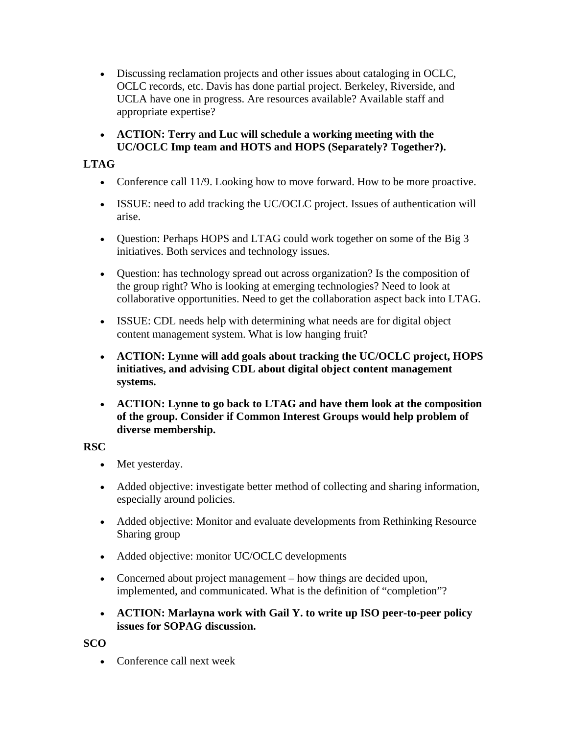- Discussing reclamation projects and other issues about cataloging in OCLC, OCLC records, etc. Davis has done partial project. Berkeley, Riverside, and UCLA have one in progress. Are resources available? Available staff and appropriate expertise?
- **ACTION: Terry and Luc will schedule a working meeting with the UC/OCLC Imp team and HOTS and HOPS (Separately? Together?).**

**LTAG**

- Conference call 11/9. Looking how to move forward. How to be more proactive.
- ISSUE: need to add tracking the UC/OCLC project. Issues of authentication will arise.
- Question: Perhaps HOPS and LTAG could work together on some of the Big 3 initiatives. Both services and technology issues.
- Question: has technology spread out across organization? Is the composition of the group right? Who is looking at emerging technologies? Need to look at collaborative opportunities. Need to get the collaboration aspect back into LTAG.
- ISSUE: CDL needs help with determining what needs are for digital object content management system. What is low hanging fruit?
- **ACTION: Lynne will add goals about tracking the UC/OCLC project, HOPS initiatives, and advising CDL about digital object content management systems.**
- **ACTION: Lynne to go back to LTAG and have them look at the composition of the group. Consider if Common Interest Groups would help problem of diverse membership.**

**RSC**

- Met yesterday.
- Added objective: investigate better method of collecting and sharing information, especially around policies.
- Added objective: Monitor and evaluate developments from Rethinking Resource Sharing group
- Added objective: monitor UC/OCLC developments
- Concerned about project management – how things are decided upon, implemented, and communicated. What is the definition of "completion"?
- **ACTION: Marlayna work with Gail Y. to write up ISO peer-to-peer policy issues for SOPAG discussion.**

**SCO**

- Conference call next week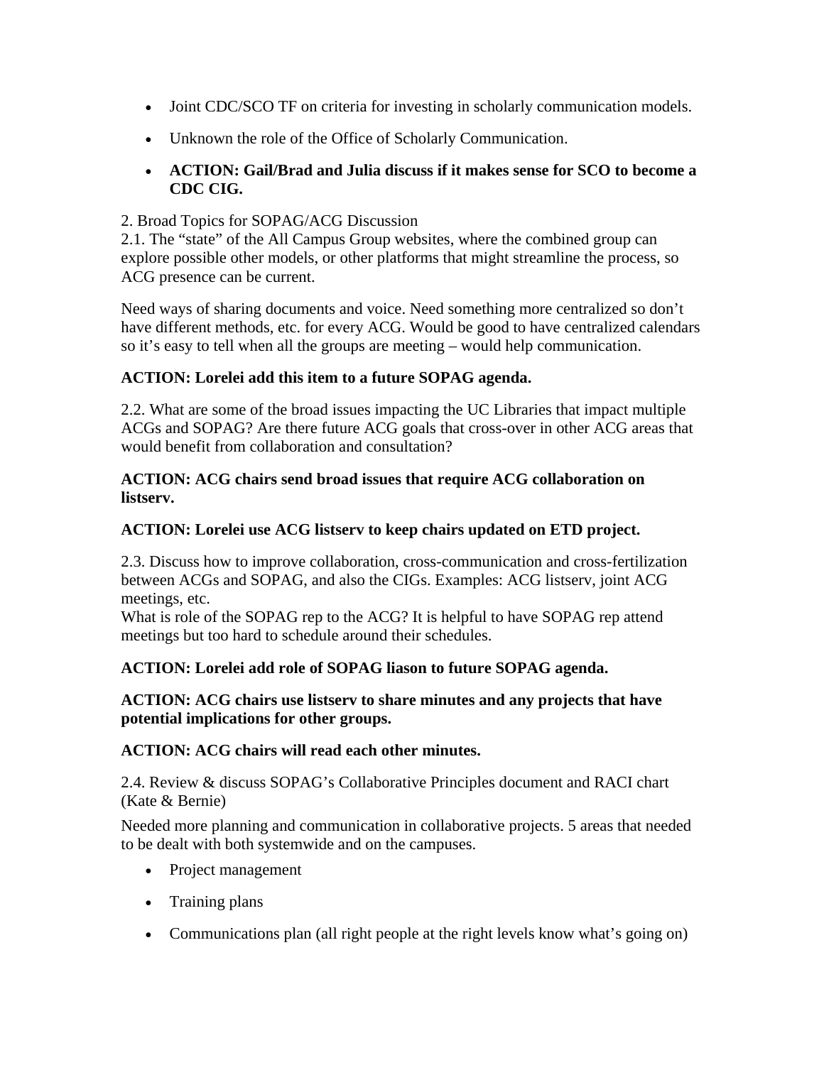- Joint CDC/SCO TF on criteria for investing in scholarly communication models.
- Unknown the role of the Office of Scholarly Communication.
- **ACTION: Gail/Brad and Julia discuss if it makes sense for SCO to become a CDC CIG.**

2. Broad Topics for SOPAG/ACG Discussion
2.1. The "state" of the All Campus Group websites, where the combined group can explore possible other models, or other platforms that might streamline the process, so ACG presence can be current.

Need ways of sharing documents and voice. Need something more centralized so don't have different methods, etc. for every ACG. Would be good to have centralized calendars so it's easy to tell when all the groups are meeting – would help communication.

**ACTION: Lorelei add this item to a future SOPAG agenda.**

2.2. What are some of the broad issues impacting the UC Libraries that impact multiple ACGs and SOPAG? Are there future ACG goals that cross-over in other ACG areas that would benefit from collaboration and consultation?

**ACTION: ACG chairs send broad issues that require ACG collaboration on listserv.**

**ACTION: Lorelei use ACG listserv to keep chairs updated on ETD project.**

2.3. Discuss how to improve collaboration, cross-communication and cross-fertilization between ACGs and SOPAG, and also the CIGs. Examples: ACG listserv, joint ACG meetings, etc.
What is role of the SOPAG rep to the ACG? It is helpful to have SOPAG rep attend meetings but too hard to schedule around their schedules.

**ACTION: Lorelei add role of SOPAG liason to future SOPAG agenda.**

**ACTION: ACG chairs use listserv to share minutes and any projects that have potential implications for other groups.**

**ACTION: ACG chairs will read each other minutes.**

2.4. Review & discuss SOPAG's Collaborative Principles document and RACI chart (Kate & Bernie)

Needed more planning and communication in collaborative projects. 5 areas that needed to be dealt with both systemwide and on the campuses.

- Project management
- Training plans
- Communications plan (all right people at the right levels know what's going on)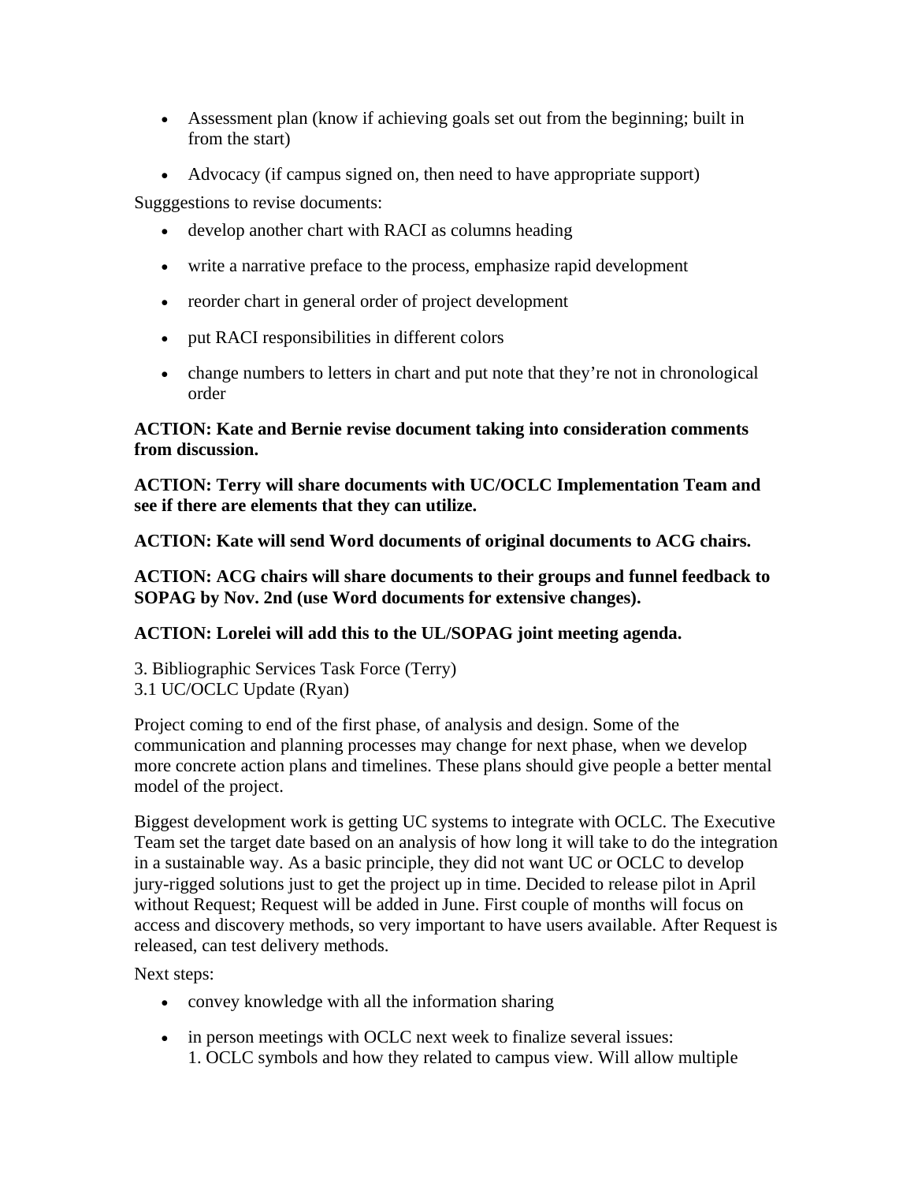- Assessment plan (know if achieving goals set out from the beginning; built in from the start)
- Advocacy (if campus signed on, then need to have appropriate support)

Sugggestions to revise documents:

- develop another chart with RACI as columns heading
- write a narrative preface to the process, emphasize rapid development
- reorder chart in general order of project development
- put RACI responsibilities in different colors
- change numbers to letters in chart and put note that they're not in chronological order

**ACTION: Kate and Bernie revise document taking into consideration comments from discussion.**

**ACTION: Terry will share documents with UC/OCLC Implementation Team and see if there are elements that they can utilize.**

**ACTION: Kate will send Word documents of original documents to ACG chairs.**

**ACTION: ACG chairs will share documents to their groups and funnel feedback to SOPAG by Nov. 2nd (use Word documents for extensive changes).**

**ACTION: Lorelei will add this to the UL/SOPAG joint meeting agenda.**

3. Bibliographic Services Task Force (Terry)
3.1 UC/OCLC Update (Ryan)

Project coming to end of the first phase, of analysis and design. Some of the communication and planning processes may change for next phase, when we develop more concrete action plans and timelines. These plans should give people a better mental model of the project.

Biggest development work is getting UC systems to integrate with OCLC. The Executive Team set the target date based on an analysis of how long it will take to do the integration in a sustainable way. As a basic principle, they did not want UC or OCLC to develop jury-rigged solutions just to get the project up in time. Decided to release pilot in April without Request; Request will be added in June. First couple of months will focus on access and discovery methods, so very important to have users available. After Request is released, can test delivery methods.

Next steps:

- convey knowledge with all the information sharing
- in person meetings with OCLC next week to finalize several issues:
  1. OCLC symbols and how they related to campus view. Will allow multiple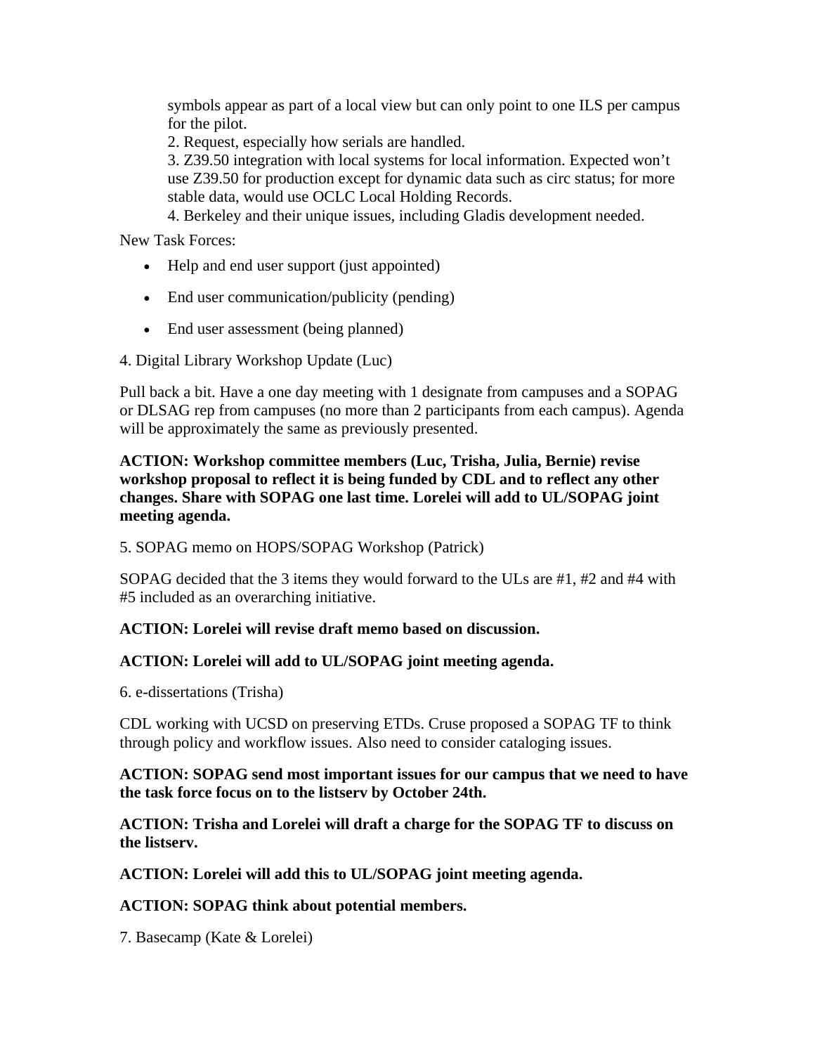symbols appear as part of a local view but can only point to one ILS per campus for the pilot.
2. Request, especially how serials are handled.
3. Z39.50 integration with local systems for local information. Expected won't use Z39.50 for production except for dynamic data such as circ status; for more stable data, would use OCLC Local Holding Records.
4. Berkeley and their unique issues, including Gladis development needed.

New Task Forces:

- Help and end user support (just appointed)
- End user communication/publicity (pending)
- End user assessment (being planned)

4. Digital Library Workshop Update (Luc)

Pull back a bit. Have a one day meeting with 1 designate from campuses and a SOPAG or DLSAG rep from campuses (no more than 2 participants from each campus). Agenda will be approximately the same as previously presented.

**ACTION: Workshop committee members (Luc, Trisha, Julia, Bernie) revise workshop proposal to reflect it is being funded by CDL and to reflect any other changes. Share with SOPAG one last time. Lorelei will add to UL/SOPAG joint meeting agenda.**

5. SOPAG memo on HOPS/SOPAG Workshop (Patrick)

SOPAG decided that the 3 items they would forward to the ULs are #1, #2 and #4 with #5 included as an overarching initiative.

**ACTION: Lorelei will revise draft memo based on discussion.**

**ACTION: Lorelei will add to UL/SOPAG joint meeting agenda.**

6. e-dissertations (Trisha)

CDL working with UCSD on preserving ETDs. Cruse proposed a SOPAG TF to think through policy and workflow issues. Also need to consider cataloging issues.

**ACTION: SOPAG send most important issues for our campus that we need to have the task force focus on to the listserv by October 24th.**

**ACTION: Trisha and Lorelei will draft a charge for the SOPAG TF to discuss on the listserv.**

**ACTION: Lorelei will add this to UL/SOPAG joint meeting agenda.**

**ACTION: SOPAG think about potential members.**

7. Basecamp (Kate & Lorelei)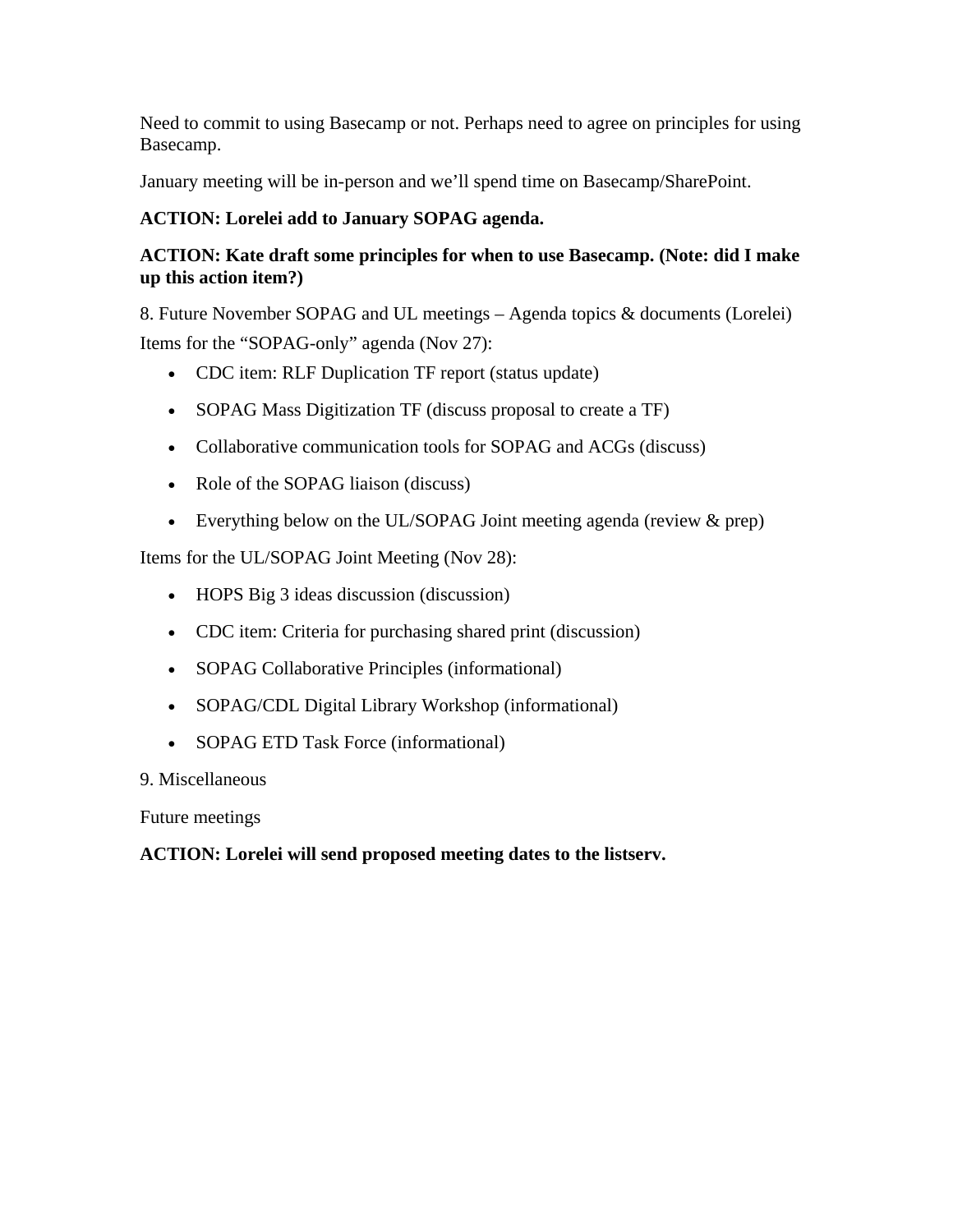Need to commit to using Basecamp or not. Perhaps need to agree on principles for using Basecamp.

January meeting will be in-person and we'll spend time on Basecamp/SharePoint.

**ACTION: Lorelei add to January SOPAG agenda.**

**ACTION: Kate draft some principles for when to use Basecamp. (Note: did I make up this action item?)**

8. Future November SOPAG and UL meetings – Agenda topics & documents (Lorelei)

Items for the "SOPAG-only" agenda (Nov 27):

- CDC item: RLF Duplication TF report (status update)
- SOPAG Mass Digitization TF (discuss proposal to create a TF)
- Collaborative communication tools for SOPAG and ACGs (discuss)
- Role of the SOPAG liaison (discuss)
- Everything below on the UL/SOPAG Joint meeting agenda (review & prep)

Items for the UL/SOPAG Joint Meeting (Nov 28):

- HOPS Big 3 ideas discussion (discussion)
- CDC item: Criteria for purchasing shared print (discussion)
- SOPAG Collaborative Principles (informational)
- SOPAG/CDL Digital Library Workshop (informational)
- SOPAG ETD Task Force (informational)

9. Miscellaneous

Future meetings

**ACTION: Lorelei will send proposed meeting dates to the listserv.**